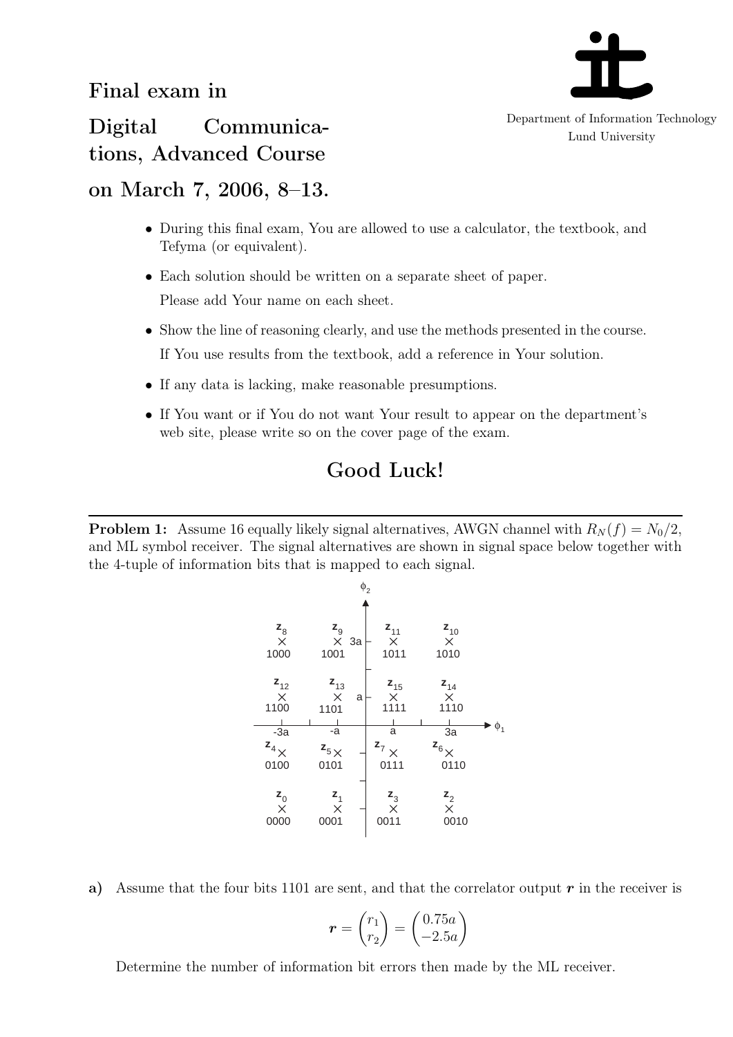# Final exam in

# Digital Communications, Advanced Course

# on March 7, 2006, 8–13.

Department of Information Technology
Lund University

- During this final exam, You are allowed to use a calculator, the textbook, and Tefyma (or equivalent).
- Each solution should be written on a separate sheet of paper.
  Please add Your name on each sheet.
- Show the line of reasoning clearly, and use the methods presented in the course.
  If You use results from the textbook, add a reference in Your solution.
- If any data is lacking, make reasonable presumptions.
- If You want or if You do not want Your result to appear on the department's web site, please write so on the cover page of the exam.

## Good Luck!

---

**Problem 1:** Assume 16 equally likely signal alternatives, AWGN channel with $R_N(f) = N_0/2$, and ML symbol receiver. The signal alternatives are shown in signal space below together with the 4-tuple of information bits that is mapped to each signal.

| $\phi_2$ \ $\phi_1$ | $-3a$ | $-a$ | $a$ | $3a$ |
|---|---|---|---|---|
| $3a$ | $z_8$: 1000 | $z_9$: 1001 | $z_{11}$: 1011 | $z_{10}$: 1010 |
| $a$ | $z_{12}$: 1100 | $z_{13}$: 1101 | $z_{15}$: 1111 | $z_{14}$: 1110 |
| $-a$ | $z_4$: 0100 | $z_5$: 0101 | $z_7$: 0111 | $z_6$: 0110 |
| $-3a$ | $z_0$: 0000 | $z_1$: 0001 | $z_3$: 0011 | $z_2$: 0010 |

**a)** Assume that the four bits 1101 are sent, and that the correlator output $\boldsymbol{r}$ in the receiver is

$$\boldsymbol{r} = \begin{pmatrix} r_1 \\ r_2 \end{pmatrix} = \begin{pmatrix} 0.75a \\ -2.5a \end{pmatrix}$$

Determine the number of information bit errors then made by the ML receiver.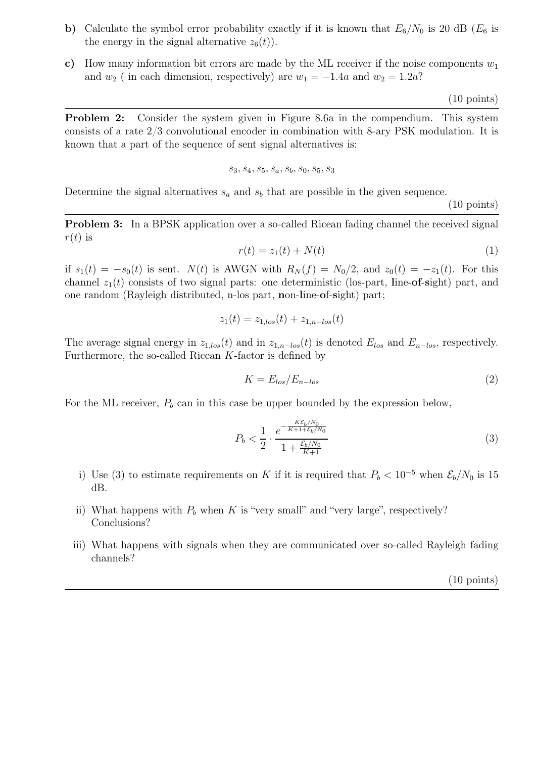**b)** Calculate the symbol error probability exactly if it is known that $E_6/N_0$ is 20 dB ($E_6$ is the energy in the signal alternative $z_6(t)$).

**c)** How many information bit errors are made by the ML receiver if the noise components $w_1$ and $w_2$ ( in each dimension, respectively) are $w_1 = -1.4a$ and $w_2 = 1.2a$?

(10 points)

---

**Problem 2:** Consider the system given in Figure 8.6a in the compendium. This system consists of a rate 2/3 convolutional encoder in combination with 8-ary PSK modulation. It is known that a part of the sequence of sent signal alternatives is:

$$s_3, s_4, s_5, s_a, s_b, s_0, s_5, s_3$$

Determine the signal alternatives $s_a$ and $s_b$ that are possible in the given sequence.

(10 points)

---

**Problem 3:** In a BPSK application over a so-called Ricean fading channel the received signal $r(t)$ is

$$r(t) = z_1(t) + N(t) \tag{1}$$

if $s_1(t) = -s_0(t)$ is sent. $N(t)$ is AWGN with $R_N(f) = N_0/2$, and $z_0(t) = -z_1(t)$. For this channel $z_1(t)$ consists of two signal parts: one deterministic (los-part, **l**ine-**of**-**s**ight) part, and one random (Rayleigh distributed, n-los part, **n**on-**l**ine-**of**-**s**ight) part;

$$z_1(t) = z_{1,los}(t) + z_{1,n-los}(t)$$

The average signal energy in $z_{1,los}(t)$ and in $z_{1,n-los}(t)$ is denoted $E_{los}$ and $E_{n-los}$, respectively. Furthermore, the so-called Ricean $K$-factor is defined by

$$K = E_{los}/E_{n-los} \tag{2}$$

For the ML receiver, $P_b$ can in this case be upper bounded by the expression below,

$$P_b < \frac{1}{2} \cdot \frac{e^{-\frac{K\mathcal{E}_b/N_0}{K+1+\mathcal{E}_b/N_0}}}{1 + \frac{\mathcal{E}_b/N_0}{K+1}} \tag{3}$$

i) Use (3) to estimate requirements on $K$ if it is required that $P_b < 10^{-5}$ when $\mathcal{E}_b/N_0$ is 15 dB.

ii) What happens with $P_b$ when $K$ is "very small" and "very large", respectively? Conclusions?

iii) What happens with signals when they are communicated over so-called Rayleigh fading channels?

(10 points)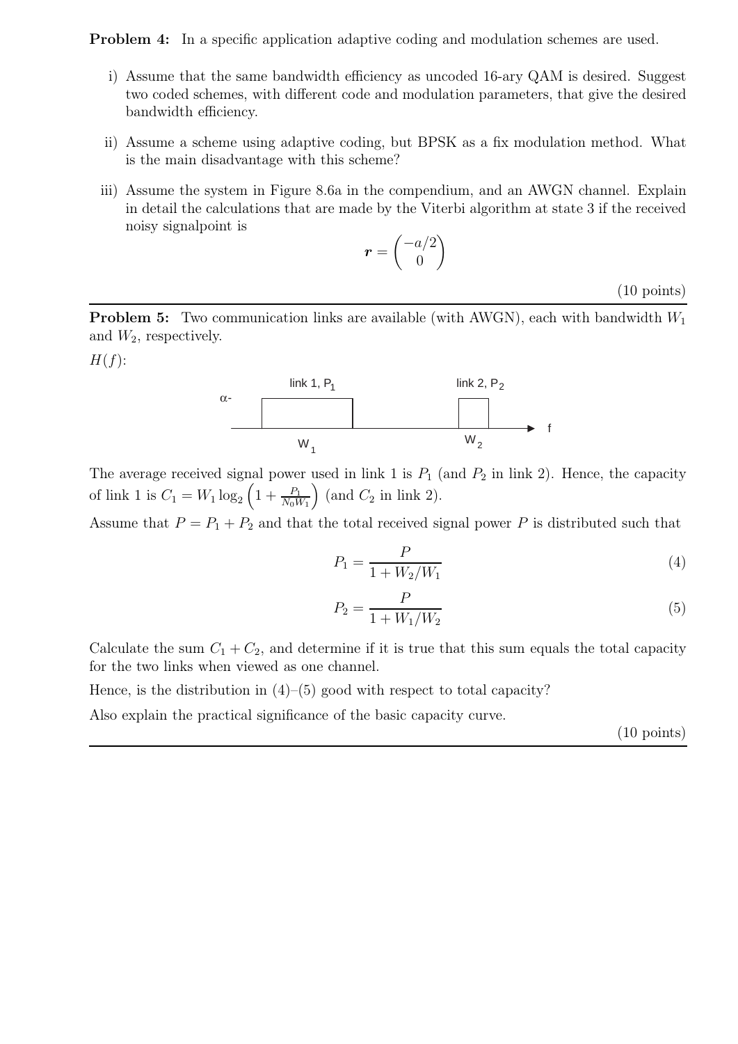**Problem 4:** In a specific application adaptive coding and modulation schemes are used.

i) Assume that the same bandwidth efficiency as uncoded 16-ary QAM is desired. Suggest two coded schemes, with different code and modulation parameters, that give the desired bandwidth efficiency.

ii) Assume a scheme using adaptive coding, but BPSK as a fix modulation method. What is the main disadvantage with this scheme?

iii) Assume the system in Figure 8.6a in the compendium, and an AWGN channel. Explain in detail the calculations that are made by the Viterbi algorithm at state 3 if the received noisy signalpoint is

$$\boldsymbol{r} = \begin{pmatrix} -a/2 \\ 0 \end{pmatrix}$$

(10 points)

---

**Problem 5:** Two communication links are available (with AWGN), each with bandwidth $W_1$ and $W_2$, respectively.

$H(f)$:

link 1, $P_1$

link 2, $P_2$

α-

$W_1$

$W_2$

f

The average received signal power used in link 1 is $P_1$ (and $P_2$ in link 2). Hence, the capacity of link 1 is $C_1 = W_1 \log_2 \left(1 + \frac{P_1}{N_0 W_1}\right)$ (and $C_2$ in link 2).

Assume that $P = P_1 + P_2$ and that the total received signal power $P$ is distributed such that

$$P_1 = \frac{P}{1 + W_2/W_1} \tag{4}$$

$$P_2 = \frac{P}{1 + W_1/W_2} \tag{5}$$

Calculate the sum $C_1 + C_2$, and determine if it is true that this sum equals the total capacity for the two links when viewed as one channel.

Hence, is the distribution in (4)–(5) good with respect to total capacity?

Also explain the practical significance of the basic capacity curve.

(10 points)